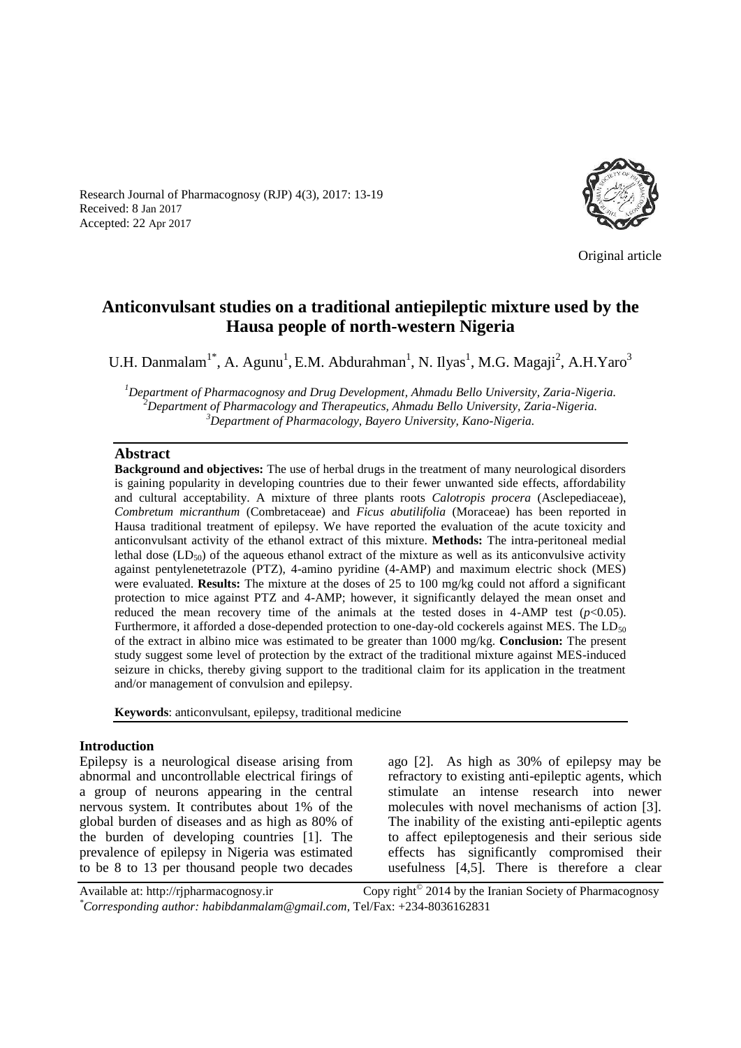Research Journal of Pharmacognosy (RJP) 4(3), 2017: 13-19
Received: 8 Jan 2017
Accepted: 22 Apr 2017

Original article

# Anticonvulsant studies on a traditional antiepileptic mixture used by the Hausa people of north-western Nigeria

U.H. Danmalam[1*], A. Agunu[1], E.M. Abdurahman[1], N. Ilyas[1], M.G. Magaji[2], A.H.Yaro[3]

[1]*Department of Pharmacognosy and Drug Development, Ahmadu Bello University, Zaria-Nigeria.*
[2]*Department of Pharmacology and Therapeutics, Ahmadu Bello University, Zaria-Nigeria.*
[3]*Department of Pharmacology, Bayero University, Kano-Nigeria.*

## Abstract

**Background and objectives:** The use of herbal drugs in the treatment of many neurological disorders is gaining popularity in developing countries due to their fewer unwanted side effects, affordability and cultural acceptability. A mixture of three plants roots *Calotropis procera* (Asclepediaceae), *Combretum micranthum* (Combretaceae) and *Ficus abutilifolia* (Moraceae) has been reported in Hausa traditional treatment of epilepsy. We have reported the evaluation of the acute toxicity and anticonvulsant activity of the ethanol extract of this mixture. **Methods:** The intra-peritoneal medial lethal dose ($LD_{50}$) of the aqueous ethanol extract of the mixture as well as its anticonvulsive activity against pentylenetetrazole (PTZ), 4-amino pyridine (4-AMP) and maximum electric shock (MES) were evaluated. **Results:** The mixture at the doses of 25 to 100 mg/kg could not afford a significant protection to mice against PTZ and 4-AMP; however, it significantly delayed the mean onset and reduced the mean recovery time of the animals at the tested doses in 4-AMP test ($p<0.05$). Furthermore, it afforded a dose-depended protection to one-day-old cockerels against MES. The $LD_{50}$ of the extract in albino mice was estimated to be greater than 1000 mg/kg. **Conclusion:** The present study suggest some level of protection by the extract of the traditional mixture against MES-induced seizure in chicks, thereby giving support to the traditional claim for its application in the treatment and/or management of convulsion and epilepsy.

**Keywords**: anticonvulsant, epilepsy, traditional medicine

## Introduction

Epilepsy is a neurological disease arising from abnormal and uncontrollable electrical firings of a group of neurons appearing in the central nervous system. It contributes about 1% of the global burden of diseases and as high as 80% of the burden of developing countries [1]. The prevalence of epilepsy in Nigeria was estimated to be 8 to 13 per thousand people two decades ago [2]. As high as 30% of epilepsy may be refractory to existing anti-epileptic agents, which stimulate an intense research into newer molecules with novel mechanisms of action [3]. The inability of the existing anti-epileptic agents to affect epileptogenesis and their serious side effects has significantly compromised their usefulness [4,5]. There is therefore a clear

Available at: http://rjpharmacognosy.ir Copy right© 2014 by the Iranian Society of Pharmacognosy
*Corresponding author: habibdanmalam@gmail.com, Tel/Fax: +234-8036162831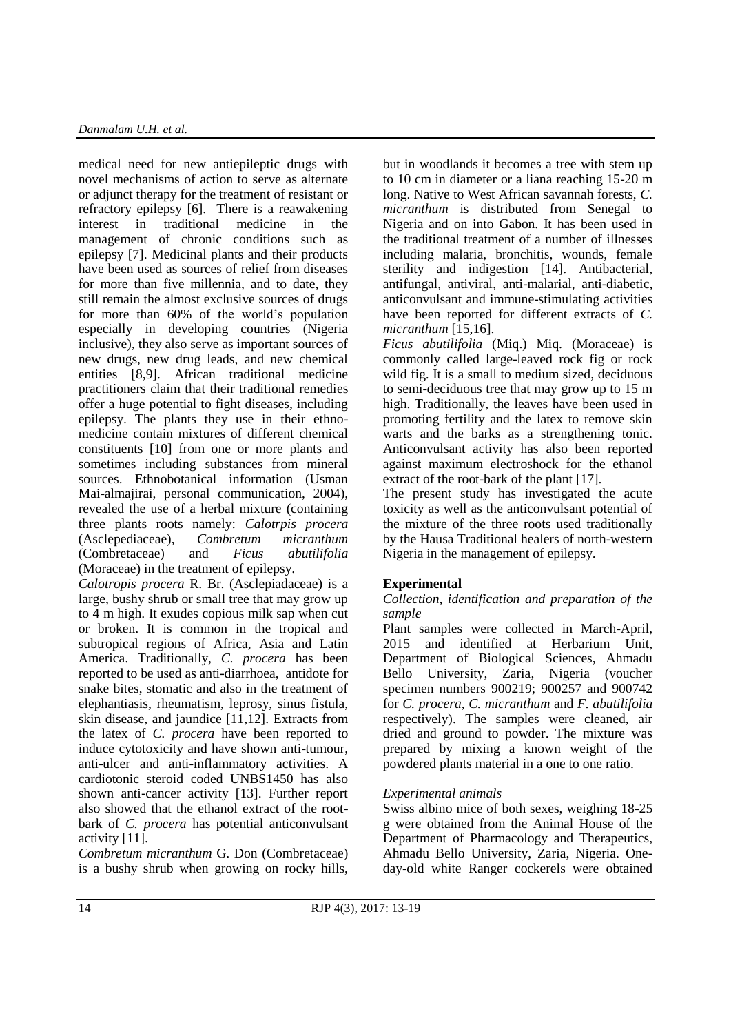medical need for new antiepileptic drugs with novel mechanisms of action to serve as alternate or adjunct therapy for the treatment of resistant or refractory epilepsy [6]. There is a reawakening interest in traditional medicine in the management of chronic conditions such as epilepsy [7]. Medicinal plants and their products have been used as sources of relief from diseases for more than five millennia, and to date, they still remain the almost exclusive sources of drugs for more than 60% of the world's population especially in developing countries (Nigeria inclusive), they also serve as important sources of new drugs, new drug leads, and new chemical entities [8,9]. African traditional medicine practitioners claim that their traditional remedies offer a huge potential to fight diseases, including epilepsy. The plants they use in their ethno-medicine contain mixtures of different chemical constituents [10] from one or more plants and sometimes including substances from mineral sources. Ethnobotanical information (Usman Mai-almajirai, personal communication, 2004), revealed the use of a herbal mixture (containing three plants roots namely: *Calotrpis procera* (Asclepediaceae), *Combretum micranthum* (Combretaceae) and *Ficus abutilifolia* (Moraceae) in the treatment of epilepsy.

*Calotropis procera* R. Br. (Asclepiadaceae) is a large, bushy shrub or small tree that may grow up to 4 m high. It exudes copious milk sap when cut or broken. It is common in the tropical and subtropical regions of Africa, Asia and Latin America. Traditionally, *C. procera* has been reported to be used as anti-diarrhoea, antidote for snake bites, stomatic and also in the treatment of elephantiasis, rheumatism, leprosy, sinus fistula, skin disease, and jaundice [11,12]. Extracts from the latex of *C. procera* have been reported to induce cytotoxicity and have shown anti-tumour, anti-ulcer and anti-inflammatory activities. A cardiotonic steroid coded UNBS1450 has also shown anti-cancer activity [13]. Further report also showed that the ethanol extract of the root-bark of *C. procera* has potential anticonvulsant activity [11].

*Combretum micranthum* G. Don (Combretaceae) is a bushy shrub when growing on rocky hills, but in woodlands it becomes a tree with stem up to 10 cm in diameter or a liana reaching 15-20 m long. Native to West African savannah forests, *C. micranthum* is distributed from Senegal to Nigeria and on into Gabon. It has been used in the traditional treatment of a number of illnesses including malaria, bronchitis, wounds, female sterility and indigestion [14]. Antibacterial, antifungal, antiviral, anti-malarial, anti-diabetic, anticonvulsant and immune-stimulating activities have been reported for different extracts of *C. micranthum* [15,16].

*Ficus abutilifolia* (Miq.) Miq. (Moraceae) is commonly called large-leaved rock fig or rock wild fig. It is a small to medium sized, deciduous to semi-deciduous tree that may grow up to 15 m high. Traditionally, the leaves have been used in promoting fertility and the latex to remove skin warts and the barks as a strengthening tonic. Anticonvulsant activity has also been reported against maximum electroshock for the ethanol extract of the root-bark of the plant [17].

The present study has investigated the acute toxicity as well as the anticonvulsant potential of the mixture of the three roots used traditionally by the Hausa Traditional healers of north-western Nigeria in the management of epilepsy.

## Experimental

### *Collection, identification and preparation of the sample*

Plant samples were collected in March-April, 2015 and identified at Herbarium Unit, Department of Biological Sciences, Ahmadu Bello University, Zaria, Nigeria (voucher specimen numbers 900219; 900257 and 900742 for *C. procera*, *C. micranthum* and *F. abutilifolia* respectively). The samples were cleaned, air dried and ground to powder. The mixture was prepared by mixing a known weight of the powdered plants material in a one to one ratio.

### *Experimental animals*

Swiss albino mice of both sexes, weighing 18-25 g were obtained from the Animal House of the Department of Pharmacology and Therapeutics, Ahmadu Bello University, Zaria, Nigeria. One-day-old white Ranger cockerels were obtained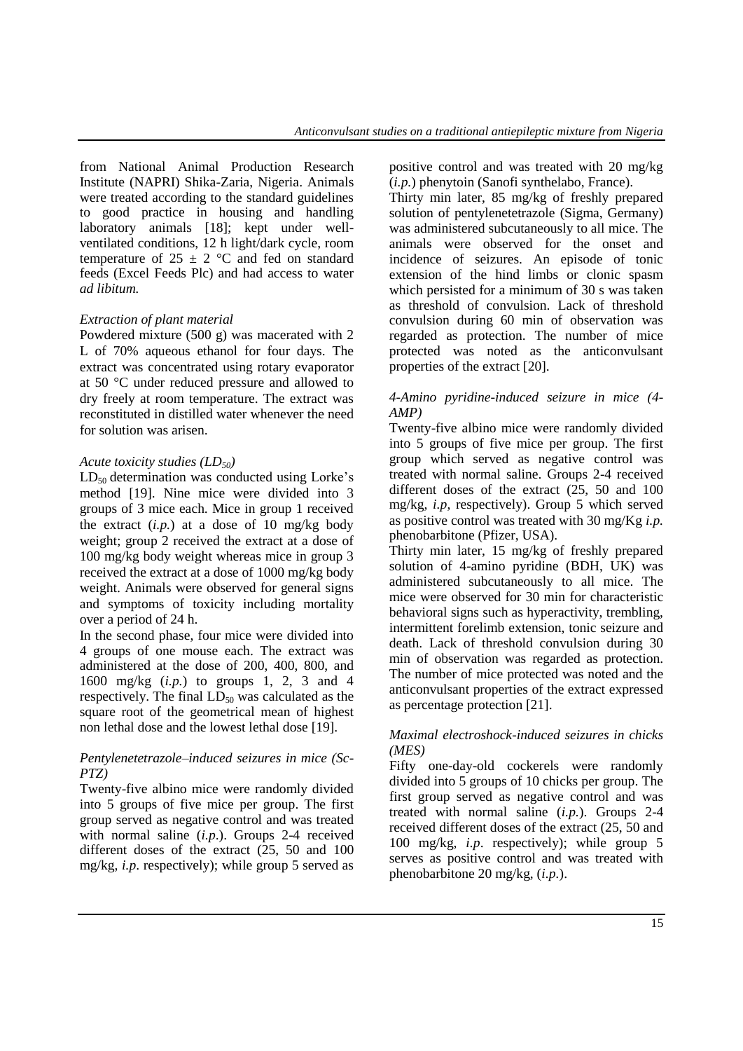from National Animal Production Research Institute (NAPRI) Shika-Zaria, Nigeria. Animals were treated according to the standard guidelines to good practice in housing and handling laboratory animals [18]; kept under well-ventilated conditions, 12 h light/dark cycle, room temperature of $25 \pm 2$ °C and fed on standard feeds (Excel Feeds Plc) and had access to water *ad libitum.*

*Extraction of plant material*

Powdered mixture (500 g) was macerated with 2 L of 70% aqueous ethanol for four days. The extract was concentrated using rotary evaporator at 50 °C under reduced pressure and allowed to dry freely at room temperature. The extract was reconstituted in distilled water whenever the need for solution was arisen.

*Acute toxicity studies ($LD_{50}$)*

$LD_{50}$ determination was conducted using Lorke's method [19]. Nine mice were divided into 3 groups of 3 mice each. Mice in group 1 received the extract (*i.p.*) at a dose of 10 mg/kg body weight; group 2 received the extract at a dose of 100 mg/kg body weight whereas mice in group 3 received the extract at a dose of 1000 mg/kg body weight. Animals were observed for general signs and symptoms of toxicity including mortality over a period of 24 h.

In the second phase, four mice were divided into 4 groups of one mouse each. The extract was administered at the dose of 200, 400, 800, and 1600 mg/kg (*i.p.*) to groups 1, 2, 3 and 4 respectively. The final $LD_{50}$ was calculated as the square root of the geometrical mean of highest non lethal dose and the lowest lethal dose [19].

*Pentylenetetrazole–induced seizures in mice (Sc-PTZ)*

Twenty-five albino mice were randomly divided into 5 groups of five mice per group. The first group served as negative control and was treated with normal saline (*i.p.*). Groups 2-4 received different doses of the extract (25, 50 and 100 mg/kg, *i.p*. respectively); while group 5 served as positive control and was treated with 20 mg/kg (*i.p.*) phenytoin (Sanofi synthelabo, France).

Thirty min later, 85 mg/kg of freshly prepared solution of pentylenetetrazole (Sigma, Germany) was administered subcutaneously to all mice. The animals were observed for the onset and incidence of seizures. An episode of tonic extension of the hind limbs or clonic spasm which persisted for a minimum of 30 s was taken as threshold of convulsion. Lack of threshold convulsion during 60 min of observation was regarded as protection. The number of mice protected was noted as the anticonvulsant properties of the extract [20].

*4-Amino pyridine-induced seizure in mice (4-AMP)*

Twenty-five albino mice were randomly divided into 5 groups of five mice per group. The first group which served as negative control was treated with normal saline. Groups 2-4 received different doses of the extract (25, 50 and 100 mg/kg, *i.p*, respectively). Group 5 which served as positive control was treated with 30 mg/Kg *i.p.* phenobarbitone (Pfizer, USA).

Thirty min later, 15 mg/kg of freshly prepared solution of 4-amino pyridine (BDH, UK) was administered subcutaneously to all mice. The mice were observed for 30 min for characteristic behavioral signs such as hyperactivity, trembling, intermittent forelimb extension, tonic seizure and death. Lack of threshold convulsion during 30 min of observation was regarded as protection. The number of mice protected was noted and the anticonvulsant properties of the extract expressed as percentage protection [21].

*Maximal electroshock-induced seizures in chicks (MES)*

Fifty one-day-old cockerels were randomly divided into 5 groups of 10 chicks per group. The first group served as negative control and was treated with normal saline (*i.p.*). Groups 2-4 received different doses of the extract (25, 50 and 100 mg/kg, *i.p*. respectively); while group 5 serves as positive control and was treated with phenobarbitone 20 mg/kg, (*i.p.*).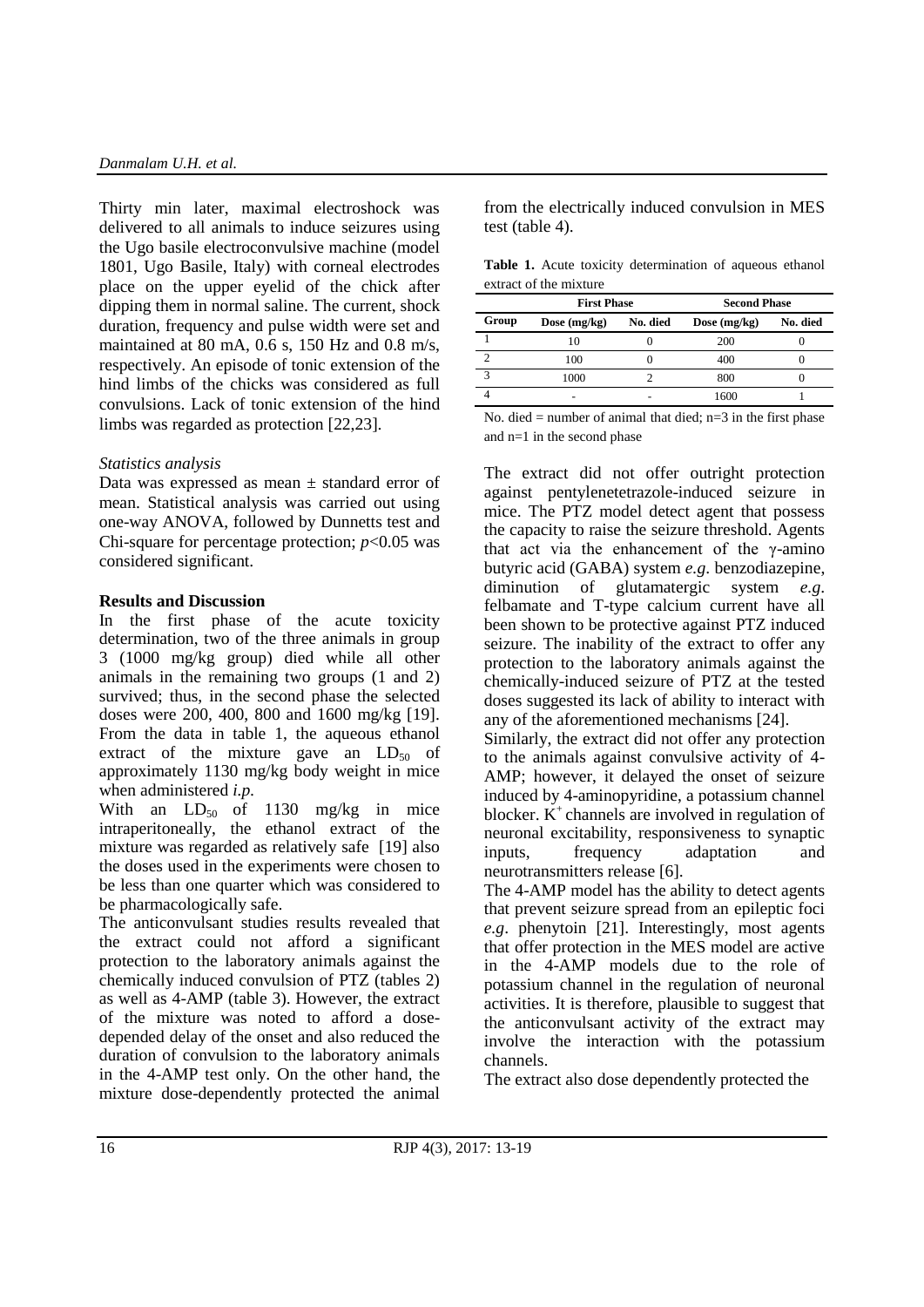Thirty min later, maximal electroshock was delivered to all animals to induce seizures using the Ugo basile electroconvulsive machine (model 1801, Ugo Basile, Italy) with corneal electrodes place on the upper eyelid of the chick after dipping them in normal saline. The current, shock duration, frequency and pulse width were set and maintained at 80 mA, 0.6 s, 150 Hz and 0.8 m/s, respectively. An episode of tonic extension of the hind limbs of the chicks was considered as full convulsions. Lack of tonic extension of the hind limbs was regarded as protection [22,23].

*Statistics analysis*

Data was expressed as mean ± standard error of mean. Statistical analysis was carried out using one-way ANOVA, followed by Dunnetts test and Chi-square for percentage protection; $p<0.05$ was considered significant.

**Results and Discussion**

In the first phase of the acute toxicity determination, two of the three animals in group 3 (1000 mg/kg group) died while all other animals in the remaining two groups (1 and 2) survived; thus, in the second phase the selected doses were 200, 400, 800 and 1600 mg/kg [19]. From the data in table 1, the aqueous ethanol extract of the mixture gave an $LD_{50}$ of approximately 1130 mg/kg body weight in mice when administered *i.p.*

With an $LD_{50}$ of 1130 mg/kg in mice intraperitoneally, the ethanol extract of the mixture was regarded as relatively safe [19] also the doses used in the experiments were chosen to be less than one quarter which was considered to be pharmacologically safe.

The anticonvulsant studies results revealed that the extract could not afford a significant protection to the laboratory animals against the chemically induced convulsion of PTZ (tables 2) as well as 4-AMP (table 3). However, the extract of the mixture was noted to afford a dose-depended delay of the onset and also reduced the duration of convulsion to the laboratory animals in the 4-AMP test only. On the other hand, the mixture dose-dependently protected the animal from the electrically induced convulsion in MES test (table 4).

**Table 1.** Acute toxicity determination of aqueous ethanol extract of the mixture

| | First Phase | | Second Phase | |
|---|---|---|---|---|
| Group | Dose (mg/kg) | No. died | Dose (mg/kg) | No. died |
| 1 | 10 | 0 | 200 | 0 |
| 2 | 100 | 0 | 400 | 0 |
| 3 | 1000 | 2 | 800 | 0 |
| 4 | - | - | 1600 | 1 |

No. died = number of animal that died; n=3 in the first phase and n=1 in the second phase

The extract did not offer outright protection against pentylenetetrazole-induced seizure in mice. The PTZ model detect agent that possess the capacity to raise the seizure threshold. Agents that act via the enhancement of the γ-amino butyric acid (GABA) system *e.g.* benzodiazepine, diminution of glutamatergic system *e.g.* felbamate and T-type calcium current have all been shown to be protective against PTZ induced seizure. The inability of the extract to offer any protection to the laboratory animals against the chemically-induced seizure of PTZ at the tested doses suggested its lack of ability to interact with any of the aforementioned mechanisms [24].

Similarly, the extract did not offer any protection to the animals against convulsive activity of 4-AMP; however, it delayed the onset of seizure induced by 4-aminopyridine, a potassium channel blocker. $K^+$ channels are involved in regulation of neuronal excitability, responsiveness to synaptic inputs, frequency adaptation and neurotransmitters release [6].

The 4-AMP model has the ability to detect agents that prevent seizure spread from an epileptic foci *e.g.* phenytoin [21]. Interestingly, most agents that offer protection in the MES model are active in the 4-AMP models due to the role of potassium channel in the regulation of neuronal activities. It is therefore, plausible to suggest that the anticonvulsant activity of the extract may involve the interaction with the potassium channels.

The extract also dose dependently protected the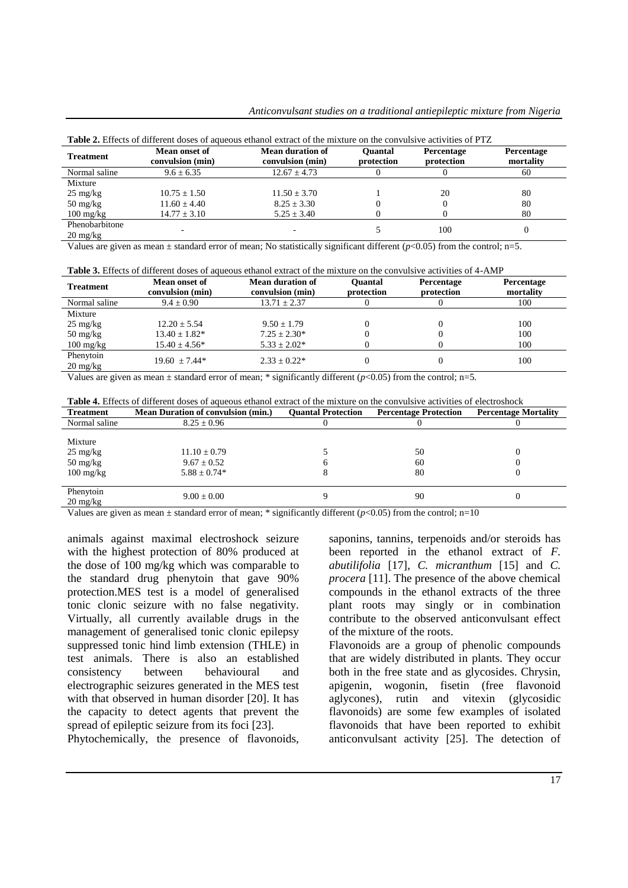**Table 2.** Effects of different doses of aqueous ethanol extract of the mixture on the convulsive activities of PTZ

| Treatment | Mean onset of convulsion (min) | Mean duration of convulsion (min) | Quantal protection | Percentage protection | Percentage mortality |
|---|---|---|---|---|---|
| Normal saline | 9.6 ± 6.35 | 12.67 ± 4.73 | 0 | 0 | 60 |
| Mixture | | | | | |
| 25 mg/kg | 10.75 ± 1.50 | 11.50 ± 3.70 | 1 | 20 | 80 |
| 50 mg/kg | 11.60 ± 4.40 | 8.25 ± 3.30 | 0 | 0 | 80 |
| 100 mg/kg | 14.77 ± 3.10 | 5.25 ± 3.40 | 0 | 0 | 80 |
| Phenobarbitone 20 mg/kg | - | - | 5 | 100 | 0 |

Values are given as mean ± standard error of mean; No statistically significant different ($p<0.05$) from the control; n=5.

**Table 3.** Effects of different doses of aqueous ethanol extract of the mixture on the convulsive activities of 4-AMP

| Treatment | Mean onset of convulsion (min) | Mean duration of convulsion (min) | Quantal protection | Percentage protection | Percentage mortality |
|---|---|---|---|---|---|
| Normal saline | 9.4 ± 0.90 | 13.71 ± 2.37 | 0 | 0 | 100 |
| Mixture | | | | | |
| 25 mg/kg | 12.20 ± 5.54 | 9.50 ± 1.79 | 0 | 0 | 100 |
| 50 mg/kg | 13.40 ± 1.82* | 7.25 ± 2.30* | 0 | 0 | 100 |
| 100 mg/kg | 15.40 ± 4.56* | 5.33 ± 2.02* | 0 | 0 | 100 |
| Phenytoin 20 mg/kg | 19.60 ± 7.44* | 2.33 ± 0.22* | 0 | 0 | 100 |

Values are given as mean ± standard error of mean; * significantly different ($p<0.05$) from the control; n=5.

**Table 4.** Effects of different doses of aqueous ethanol extract of the mixture on the convulsive activities of electroshock

| Treatment | Mean Duration of convulsion (min.) | Quantal Protection | Percentage Protection | Percentage Mortality |
|---|---|---|---|---|
| Normal saline | 8.25 ± 0.96 | 0 | 0 | 0 |
| Mixture | | | | |
| 25 mg/kg | 11.10 ± 0.79 | 5 | 50 | 0 |
| 50 mg/kg | 9.67 ± 0.52 | 6 | 60 | 0 |
| 100 mg/kg | 5.88 ± 0.74* | 8 | 80 | 0 |
| Phenytoin 20 mg/kg | 9.00 ± 0.00 | 9 | 90 | 0 |

Values are given as mean ± standard error of mean; * significantly different ($p<0.05$) from the control; n=10

animals against maximal electroshock seizure with the highest protection of 80% produced at the dose of 100 mg/kg which was comparable to the standard drug phenytoin that gave 90% protection.MES test is a model of generalised tonic clonic seizure with no false negativity. Virtually, all currently available drugs in the management of generalised tonic clonic epilepsy suppressed tonic hind limb extension (THLE) in test animals. There is also an established consistency between behavioural and electrographic seizures generated in the MES test with that observed in human disorder [20]. It has the capacity to detect agents that prevent the spread of epileptic seizure from its foci [23].

Phytochemically, the presence of flavonoids, saponins, tannins, terpenoids and/or steroids has been reported in the ethanol extract of *F. abutilifolia* [17], *C. micranthum* [15] and *C. procera* [11]. The presence of the above chemical compounds in the ethanol extracts of the three plant roots may singly or in combination contribute to the observed anticonvulsant effect of the mixture of the roots.

Flavonoids are a group of phenolic compounds that are widely distributed in plants. They occur both in the free state and as glycosides. Chrysin, apigenin, wogonin, fisetin (free flavonoid aglycones), rutin and vitexin (glycosidic flavonoids) are some few examples of isolated flavonoids that have been reported to exhibit anticonvulsant activity [25]. The detection of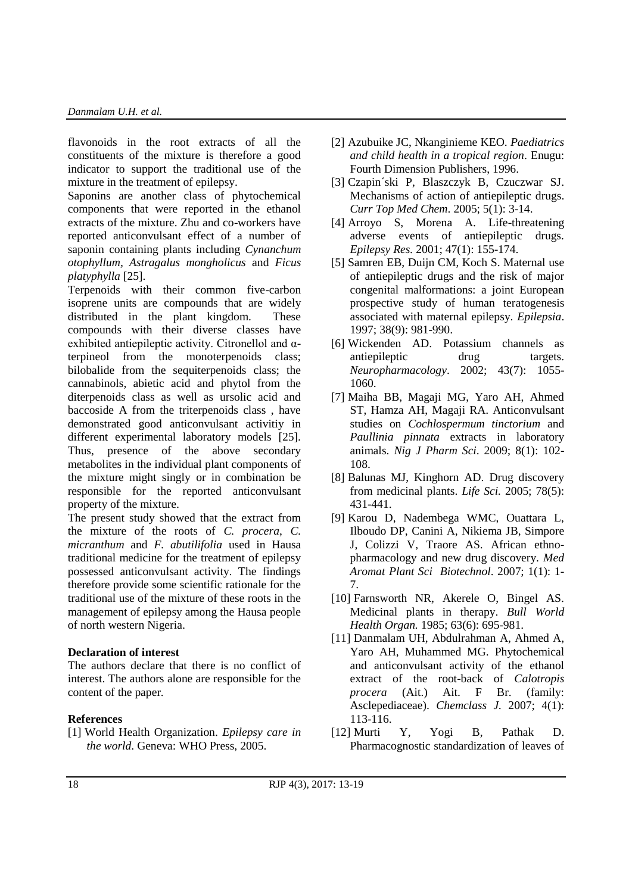flavonoids in the root extracts of all the constituents of the mixture is therefore a good indicator to support the traditional use of the mixture in the treatment of epilepsy.

Saponins are another class of phytochemical components that were reported in the ethanol extracts of the mixture. Zhu and co-workers have reported anticonvulsant effect of a number of saponin containing plants including *Cynanchum otophyllum, Astragalus mongholicus* and *Ficus platyphylla* [25].

Terpenoids with their common five-carbon isoprene units are compounds that are widely distributed in the plant kingdom. These compounds with their diverse classes have exhibited antiepileptic activity. Citronellol and α-terpineol from the monoterpenoids class; bilobalide from the sequiterpenoids class; the cannabinols, abietic acid and phytol from the diterpenoids class as well as ursolic acid and baccoside A from the triterpenoids class , have demonstrated good anticonvulsant activitiy in different experimental laboratory models [25]. Thus, presence of the above secondary metabolites in the individual plant components of the mixture might singly or in combination be responsible for the reported anticonvulsant property of the mixture.

The present study showed that the extract from the mixture of the roots of *C. procera*, *C. micranthum* and *F. abutilifolia* used in Hausa traditional medicine for the treatment of epilepsy possessed anticonvulsant activity. The findings therefore provide some scientific rationale for the traditional use of the mixture of these roots in the management of epilepsy among the Hausa people of north western Nigeria.

**Declaration of interest**

The authors declare that there is no conflict of interest. The authors alone are responsible for the content of the paper.

**References**

[1] World Health Organization. *Epilepsy care in the world*. Geneva: WHO Press, 2005.

[2] Azubuike JC, Nkanginieme KEO. *Paediatrics and child health in a tropical region*. Enugu: Fourth Dimension Publishers, 1996.

[3] Czapin´ski P, Blaszczyk B, Czuczwar SJ. Mechanisms of action of antiepileptic drugs. *Curr Top Med Chem*. 2005; 5(1): 3-14.

[4] Arroyo S, Morena A. Life-threatening adverse events of antiepileptic drugs. *Epilepsy Res.* 2001; 47(1): 155-174.

[5] Samren EB, Duijn CM, Koch S. Maternal use of antiepileptic drugs and the risk of major congenital malformations: a joint European prospective study of human teratogenesis associated with maternal epilepsy. *Epilepsia*. 1997; 38(9): 981-990.

[6] Wickenden AD. Potassium channels as antiepileptic drug targets. *Neuropharmacology*. 2002; 43(7): 1055-1060.

[7] Maiha BB, Magaji MG, Yaro AH, Ahmed ST, Hamza AH, Magaji RA. Anticonvulsant studies on *Cochlospermum tinctorium* and *Paullinia pinnata* extracts in laboratory animals. *Nig J Pharm Sci*. 2009; 8(1): 102-108.

[8] Balunas MJ, Kinghorn AD. Drug discovery from medicinal plants. *Life Sci.* 2005; 78(5): 431-441.

[9] Karou D, Nadembega WMC, Ouattara L, Ilboudo DP, Canini A, Nikiema JB, Simpore J, Colizzi V, Traore AS. African ethno-pharmacology and new drug discovery. *Med Aromat Plant Sci Biotechnol*. 2007; 1(1): 1-7.

[10] Farnsworth NR, Akerele O, Bingel AS. Medicinal plants in therapy. *Bull World Health Organ.* 1985; 63(6): 695-981.

[11] Danmalam UH, Abdulrahman A, Ahmed A, Yaro AH, Muhammed MG. Phytochemical and anticonvulsant activity of the ethanol extract of the root-back of *Calotropis procera* (Ait.) Ait. F Br. (family: Asclepediaceae). *Chemclass J.* 2007; 4(1): 113-116.

[12] Murti Y, Yogi B, Pathak D. Pharmacognostic standardization of leaves of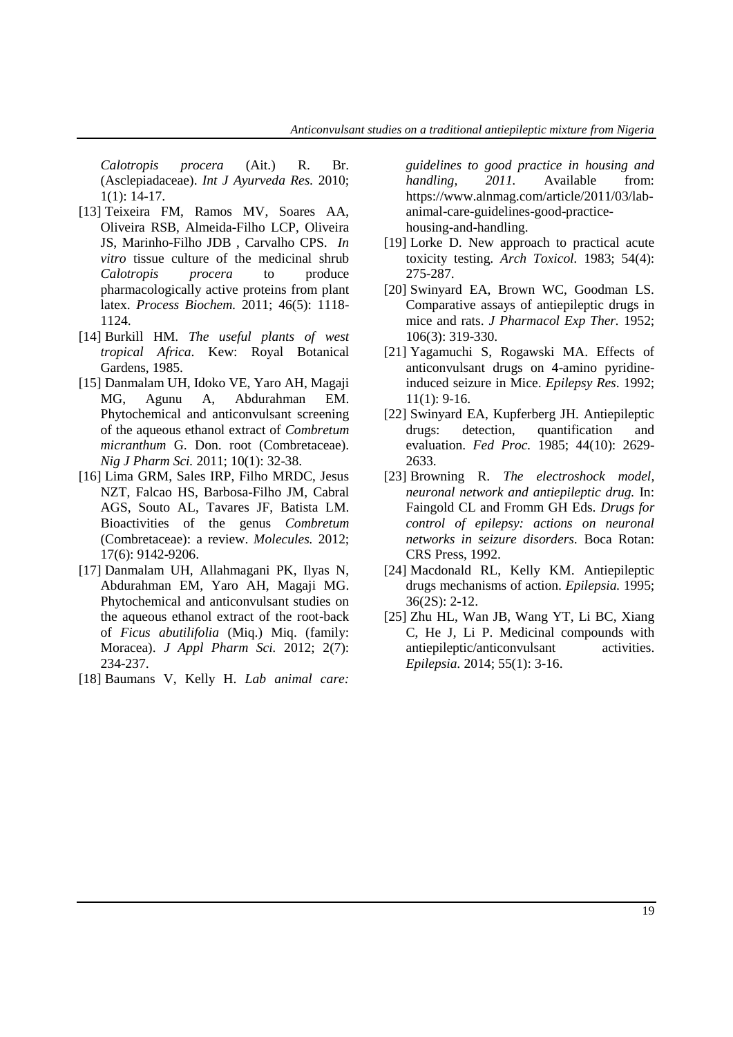*Calotropis procera* (Ait.) R. Br. (Asclepiadaceae). *Int J Ayurveda Res.* 2010; 1(1): 14-17.

[13] Teixeira FM, Ramos MV, Soares AA, Oliveira RSB, Almeida-Filho LCP, Oliveira JS, Marinho-Filho JDB , Carvalho CPS. *In vitro* tissue culture of the medicinal shrub *Calotropis procera* to produce pharmacologically active proteins from plant latex. *Process Biochem.* 2011; 46(5): 1118-1124.

[14] Burkill HM. *The useful plants of west tropical Africa*. Kew: Royal Botanical Gardens, 1985.

[15] Danmalam UH, Idoko VE, Yaro AH, Magaji MG, Agunu A, Abdurahman EM. Phytochemical and anticonvulsant screening of the aqueous ethanol extract of *Combretum micranthum* G. Don. root (Combretaceae). *Nig J Pharm Sci.* 2011; 10(1): 32-38.

[16] Lima GRM, Sales IRP, Filho MRDC, Jesus NZT, Falcao HS, Barbosa-Filho JM, Cabral AGS, Souto AL, Tavares JF, Batista LM. Bioactivities of the genus *Combretum* (Combretaceae): a review. *Molecules.* 2012; 17(6): 9142-9206.

[17] Danmalam UH, Allahmagani PK, Ilyas N, Abdurahman EM, Yaro AH, Magaji MG. Phytochemical and anticonvulsant studies on the aqueous ethanol extract of the root-back of *Ficus abutilifolia* (Miq.) Miq. (family: Moracea). *J Appl Pharm Sci.* 2012; 2(7): 234-237.

[18] Baumans V, Kelly H. *Lab animal care: guidelines to good practice in housing and handling, 2011.* Available from: https://www.alnmag.com/article/2011/03/lab-animal-care-guidelines-good-practice-housing-and-handling.

[19] Lorke D. New approach to practical acute toxicity testing. *Arch Toxicol.* 1983; 54(4): 275-287.

[20] Swinyard EA, Brown WC, Goodman LS. Comparative assays of antiepileptic drugs in mice and rats. *J Pharmacol Exp Ther.* 1952; 106(3): 319-330.

[21] Yagamuchi S, Rogawski MA. Effects of anticonvulsant drugs on 4-amino pyridine-induced seizure in Mice. *Epilepsy Res*. 1992; 11(1): 9-16.

[22] Swinyard EA, Kupferberg JH. Antiepileptic drugs: detection, quantification and evaluation. *Fed Proc.* 1985; 44(10): 2629-2633.

[23] Browning R. *The electroshock model, neuronal network and antiepileptic drug.* In: Faingold CL and Fromm GH Eds. *Drugs for control of epilepsy: actions on neuronal networks in seizure disorders*. Boca Rotan: CRS Press, 1992.

[24] Macdonald RL, Kelly KM. Antiepileptic drugs mechanisms of action. *Epilepsia.* 1995; 36(2S): 2-12.

[25] Zhu HL, Wan JB, Wang YT, Li BC, Xiang C, He J, Li P. Medicinal compounds with antiepileptic/anticonvulsant activities. *Epilepsia.* 2014; 55(1): 3-16.